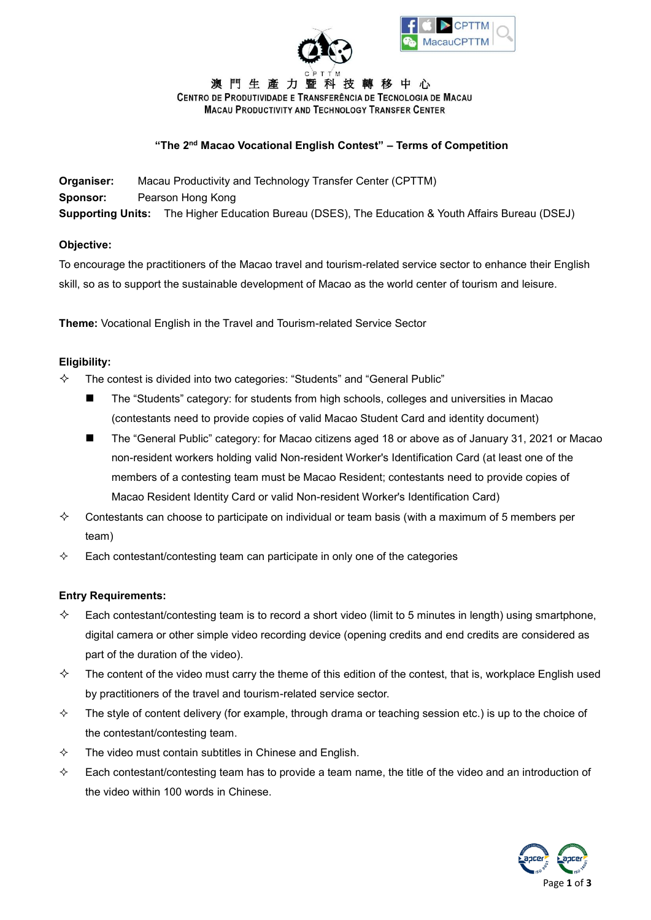澳門生產力暨科技轉移中心
CENTRO DE PRODUTIVIDADE E TRANSFERÊNCIA DE TECNOLOGIA DE MACAU
MACAU PRODUCTIVITY AND TECHNOLOGY TRANSFER CENTER

## "The 2nd Macao Vocational English Contest" – Terms of Competition

**Organiser:** Macau Productivity and Technology Transfer Center (CPTTM)
**Sponsor:** Pearson Hong Kong
**Supporting Units:** The Higher Education Bureau (DSES), The Education & Youth Affairs Bureau (DSEJ)

**Objective:**

To encourage the practitioners of the Macao travel and tourism-related service sector to enhance their English skill, so as to support the sustainable development of Macao as the world center of tourism and leisure.

**Theme:** Vocational English in the Travel and Tourism-related Service Sector

**Eligibility:**

- The contest is divided into two categories: "Students" and "General Public"
  - The "Students" category: for students from high schools, colleges and universities in Macao (contestants need to provide copies of valid Macao Student Card and identity document)
  - The "General Public" category: for Macao citizens aged 18 or above as of January 31, 2021 or Macao non-resident workers holding valid Non-resident Worker's Identification Card (at least one of the members of a contesting team must be Macao Resident; contestants need to provide copies of Macao Resident Identity Card or valid Non-resident Worker's Identification Card)
- Contestants can choose to participate on individual or team basis (with a maximum of 5 members per team)
- Each contestant/contesting team can participate in only one of the categories

**Entry Requirements:**

- Each contestant/contesting team is to record a short video (limit to 5 minutes in length) using smartphone, digital camera or other simple video recording device (opening credits and end credits are considered as part of the duration of the video).
- The content of the video must carry the theme of this edition of the contest, that is, workplace English used by practitioners of the travel and tourism-related service sector.
- The style of content delivery (for example, through drama or teaching session etc.) is up to the choice of the contestant/contesting team.
- The video must contain subtitles in Chinese and English.
- Each contestant/contesting team has to provide a team name, the title of the video and an introduction of the video within 100 words in Chinese.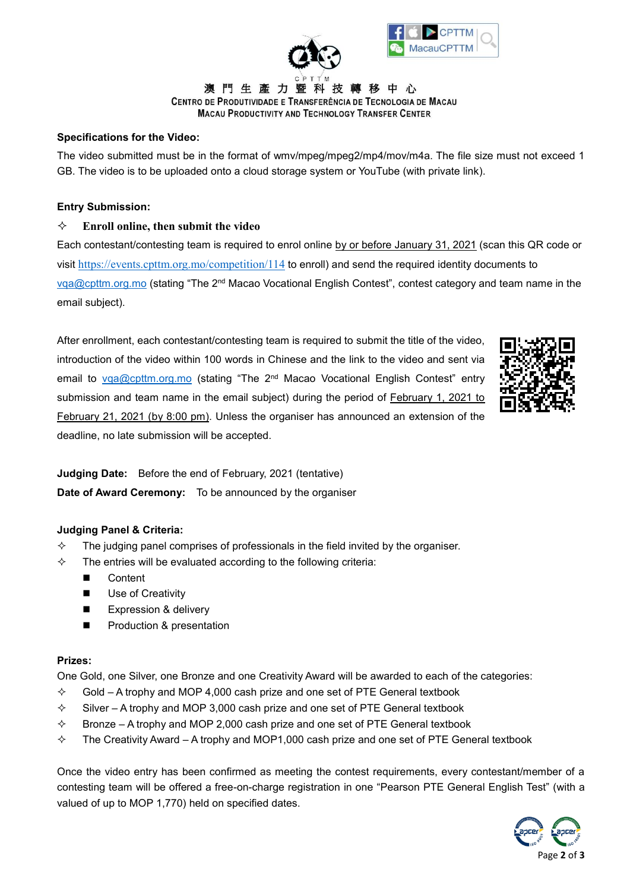**Specifications for the Video:**

The video submitted must be in the format of wmv/mpeg/mpeg2/mp4/mov/m4a. The file size must not exceed 1 GB. The video is to be uploaded onto a cloud storage system or YouTube (with private link).

**Entry Submission:**

- **Enroll online, then submit the video**

Each contestant/contesting team is required to enrol online by or before January 31, 2021 (scan this QR code or visit https://events.cpttm.org.mo/competition/114 to enroll) and send the required identity documents to vqa@cpttm.org.mo (stating "The 2nd Macao Vocational English Contest", contest category and team name in the email subject).

After enrollment, each contestant/contesting team is required to submit the title of the video, introduction of the video within 100 words in Chinese and the link to the video and sent via email to vqa@cpttm.org.mo (stating "The 2nd Macao Vocational English Contest" entry submission and team name in the email subject) during the period of February 1, 2021 to February 21, 2021 (by 8:00 pm). Unless the organiser has announced an extension of the deadline, no late submission will be accepted.

**Judging Date:** Before the end of February, 2021 (tentative)

**Date of Award Ceremony:** To be announced by the organiser

**Judging Panel & Criteria:**

- The judging panel comprises of professionals in the field invited by the organiser.
- The entries will be evaluated according to the following criteria:
  - Content
  - Use of Creativity
  - Expression & delivery
  - Production & presentation

**Prizes:**

One Gold, one Silver, one Bronze and one Creativity Award will be awarded to each of the categories:

- Gold – A trophy and MOP 4,000 cash prize and one set of PTE General textbook
- Silver – A trophy and MOP 3,000 cash prize and one set of PTE General textbook
- Bronze – A trophy and MOP 2,000 cash prize and one set of PTE General textbook
- The Creativity Award – A trophy and MOP1,000 cash prize and one set of PTE General textbook

Once the video entry has been confirmed as meeting the contest requirements, every contestant/member of a contesting team will be offered a free-on-charge registration in one "Pearson PTE General English Test" (with a valued of up to MOP 1,770) held on specified dates.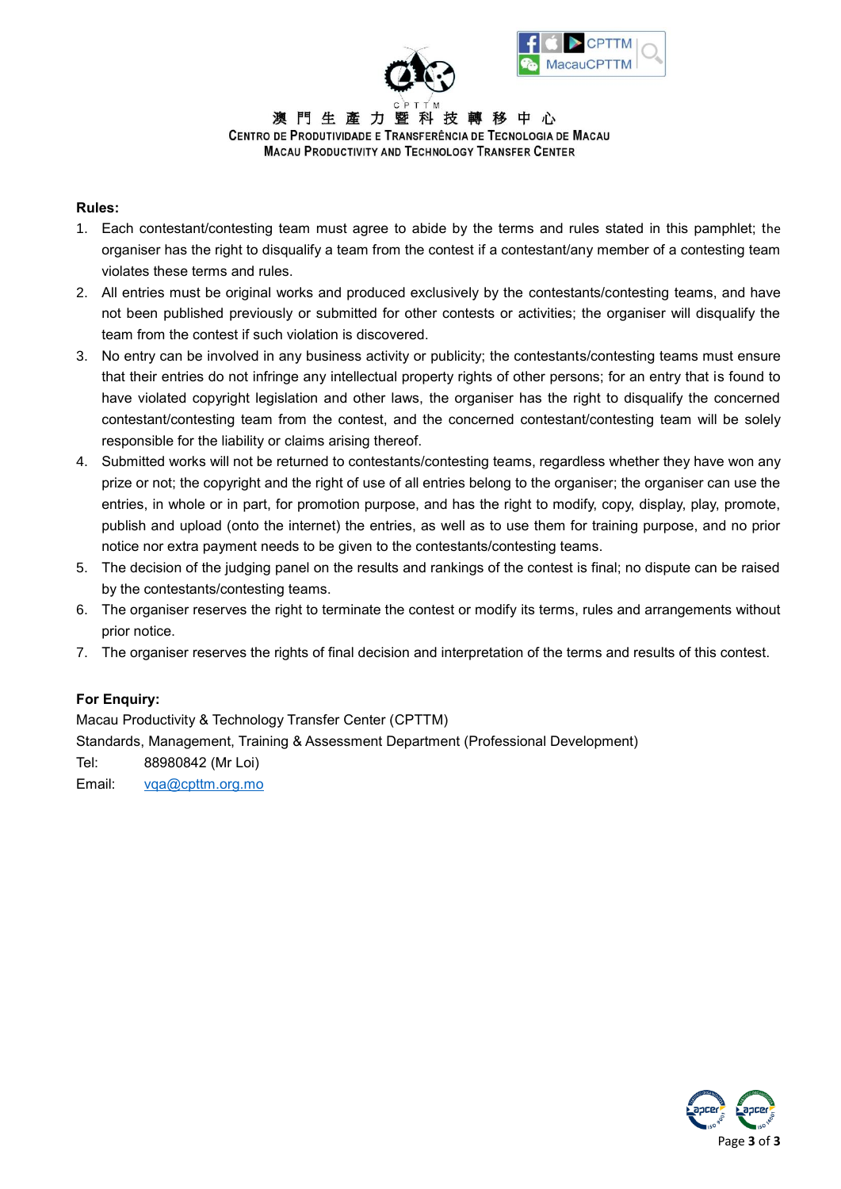**Rules:**

1. Each contestant/contesting team must agree to abide by the terms and rules stated in this pamphlet; the organiser has the right to disqualify a team from the contest if a contestant/any member of a contesting team violates these terms and rules.
2. All entries must be original works and produced exclusively by the contestants/contesting teams, and have not been published previously or submitted for other contests or activities; the organiser will disqualify the team from the contest if such violation is discovered.
3. No entry can be involved in any business activity or publicity; the contestants/contesting teams must ensure that their entries do not infringe any intellectual property rights of other persons; for an entry that is found to have violated copyright legislation and other laws, the organiser has the right to disqualify the concerned contestant/contesting team from the contest, and the concerned contestant/contesting team will be solely responsible for the liability or claims arising thereof.
4. Submitted works will not be returned to contestants/contesting teams, regardless whether they have won any prize or not; the copyright and the right of use of all entries belong to the organiser; the organiser can use the entries, in whole or in part, for promotion purpose, and has the right to modify, copy, display, play, promote, publish and upload (onto the internet) the entries, as well as to use them for training purpose, and no prior notice nor extra payment needs to be given to the contestants/contesting teams.
5. The decision of the judging panel on the results and rankings of the contest is final; no dispute can be raised by the contestants/contesting teams.
6. The organiser reserves the right to terminate the contest or modify its terms, rules and arrangements without prior notice.
7. The organiser reserves the rights of final decision and interpretation of the terms and results of this contest.

**For Enquiry:**

Macau Productivity & Technology Transfer Center (CPTTM)

Standards, Management, Training & Assessment Department (Professional Development)

Tel: 88980842 (Mr Loi)

Email: vqa@cpttm.org.mo